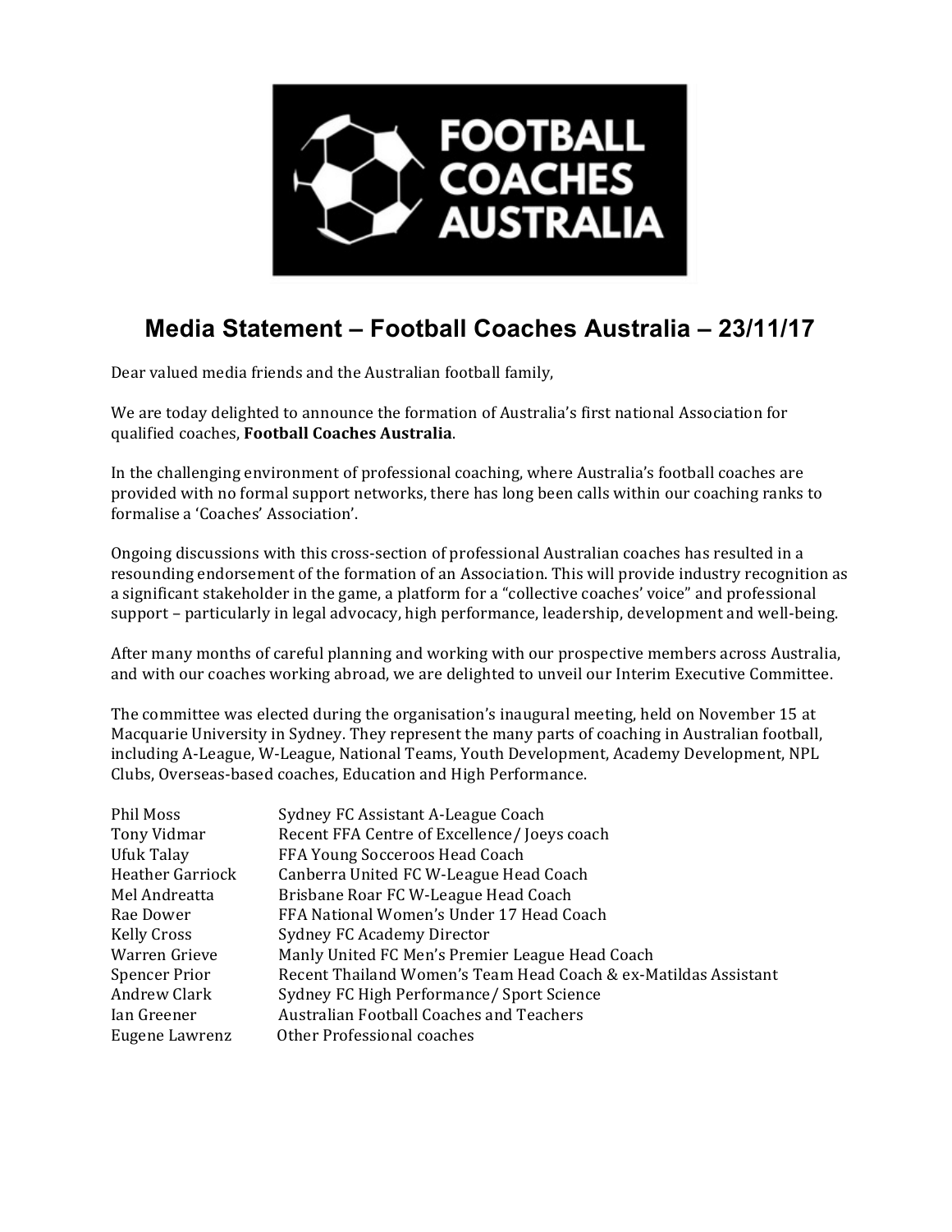FOOTBALL COACHES AUSTRALIA

# Media Statement – Football Coaches Australia – 23/11/17

Dear valued media friends and the Australian football family,

We are today delighted to announce the formation of Australia's first national Association for qualified coaches, **Football Coaches Australia**.

In the challenging environment of professional coaching, where Australia's football coaches are provided with no formal support networks, there has long been calls within our coaching ranks to formalise a 'Coaches' Association'.

Ongoing discussions with this cross-section of professional Australian coaches has resulted in a resounding endorsement of the formation of an Association. This will provide industry recognition as a significant stakeholder in the game, a platform for a "collective coaches' voice" and professional support – particularly in legal advocacy, high performance, leadership, development and well-being.

After many months of careful planning and working with our prospective members across Australia, and with our coaches working abroad, we are delighted to unveil our Interim Executive Committee.

The committee was elected during the organisation's inaugural meeting, held on November 15 at Macquarie University in Sydney. They represent the many parts of coaching in Australian football, including A-League, W-League, National Teams, Youth Development, Academy Development, NPL Clubs, Overseas-based coaches, Education and High Performance.

| | |
|---|---|
| Phil Moss | Sydney FC Assistant A-League Coach |
| Tony Vidmar | Recent FFA Centre of Excellence/ Joeys coach |
| Ufuk Talay | FFA Young Socceroos Head Coach |
| Heather Garriock | Canberra United FC W-League Head Coach |
| Mel Andreatta | Brisbane Roar FC W-League Head Coach |
| Rae Dower | FFA National Women's Under 17 Head Coach |
| Kelly Cross | Sydney FC Academy Director |
| Warren Grieve | Manly United FC Men's Premier League Head Coach |
| Spencer Prior | Recent Thailand Women's Team Head Coach & ex-Matildas Assistant |
| Andrew Clark | Sydney FC High Performance/ Sport Science |
| Ian Greener | Australian Football Coaches and Teachers |
| Eugene Lawrenz | Other Professional coaches |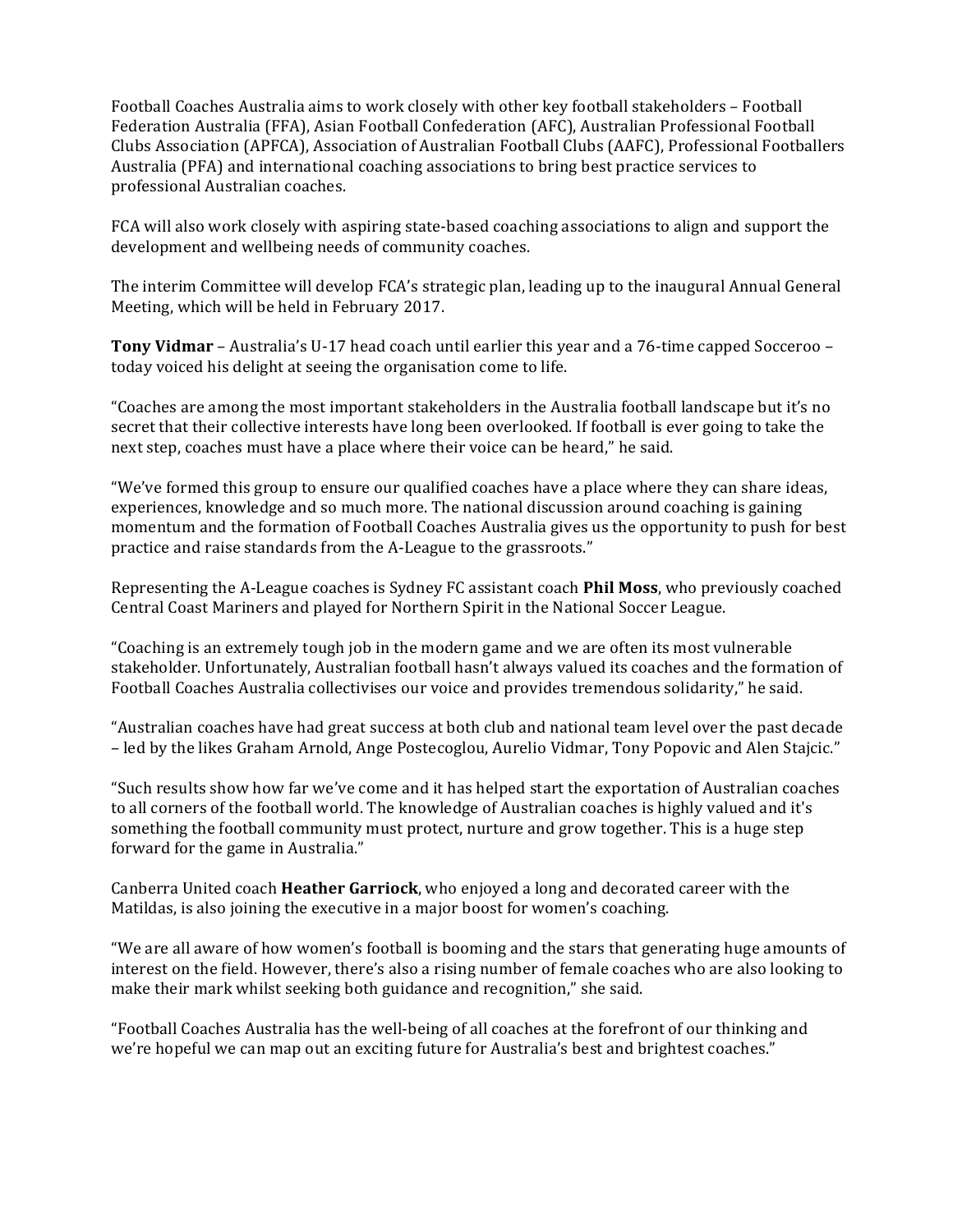Football Coaches Australia aims to work closely with other key football stakeholders – Football Federation Australia (FFA), Asian Football Confederation (AFC), Australian Professional Football Clubs Association (APFCA), Association of Australian Football Clubs (AAFC), Professional Footballers Australia (PFA) and international coaching associations to bring best practice services to professional Australian coaches.

FCA will also work closely with aspiring state-based coaching associations to align and support the development and wellbeing needs of community coaches.

The interim Committee will develop FCA's strategic plan, leading up to the inaugural Annual General Meeting, which will be held in February 2017.

**Tony Vidmar** – Australia's U-17 head coach until earlier this year and a 76-time capped Socceroo – today voiced his delight at seeing the organisation come to life.

"Coaches are among the most important stakeholders in the Australia football landscape but it's no secret that their collective interests have long been overlooked. If football is ever going to take the next step, coaches must have a place where their voice can be heard," he said.

"We've formed this group to ensure our qualified coaches have a place where they can share ideas, experiences, knowledge and so much more. The national discussion around coaching is gaining momentum and the formation of Football Coaches Australia gives us the opportunity to push for best practice and raise standards from the A-League to the grassroots."

Representing the A-League coaches is Sydney FC assistant coach **Phil Moss**, who previously coached Central Coast Mariners and played for Northern Spirit in the National Soccer League.

"Coaching is an extremely tough job in the modern game and we are often its most vulnerable stakeholder. Unfortunately, Australian football hasn't always valued its coaches and the formation of Football Coaches Australia collectivises our voice and provides tremendous solidarity," he said.

"Australian coaches have had great success at both club and national team level over the past decade – led by the likes Graham Arnold, Ange Postecoglou, Aurelio Vidmar, Tony Popovic and Alen Stajcic."

"Such results show how far we've come and it has helped start the exportation of Australian coaches to all corners of the football world. The knowledge of Australian coaches is highly valued and it's something the football community must protect, nurture and grow together. This is a huge step forward for the game in Australia."

Canberra United coach **Heather Garriock**, who enjoyed a long and decorated career with the Matildas, is also joining the executive in a major boost for women's coaching.

"We are all aware of how women's football is booming and the stars that generating huge amounts of interest on the field. However, there's also a rising number of female coaches who are also looking to make their mark whilst seeking both guidance and recognition," she said.

"Football Coaches Australia has the well-being of all coaches at the forefront of our thinking and we're hopeful we can map out an exciting future for Australia's best and brightest coaches."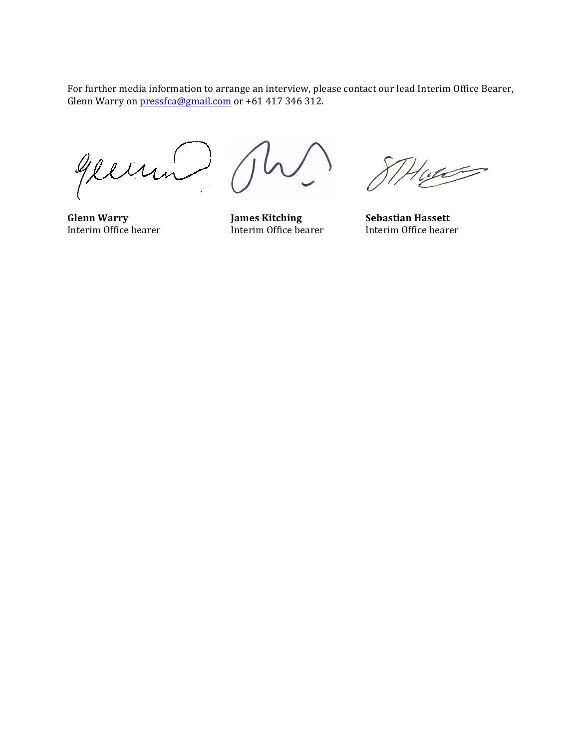For further media information to arrange an interview, please contact our lead Interim Office Bearer, Glenn Warry on [pressfca@gmail.com](mailto:pressfca@gmail.com) or +61 417 346 312.

| | | |
|---|---|---|
| **Glenn Warry** | **James Kitching** | **Sebastian Hassett** |
| Interim Office bearer | Interim Office bearer | Interim Office bearer |